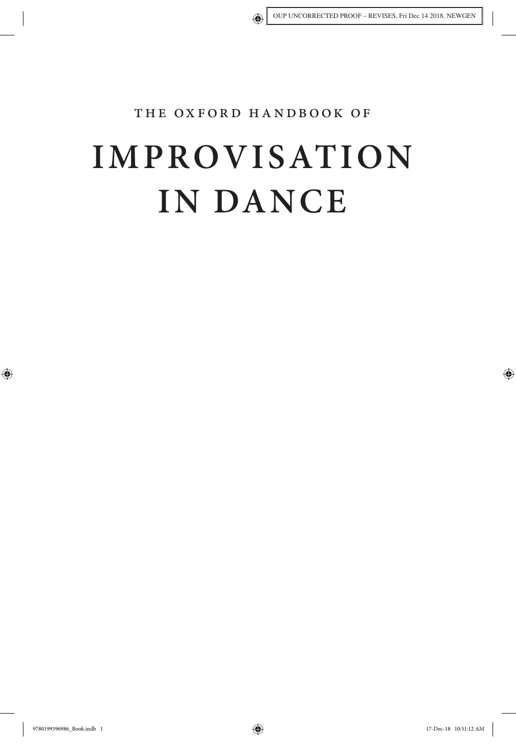THE OXFORD HANDBOOK OF

# IMPROVISATION IN DANCE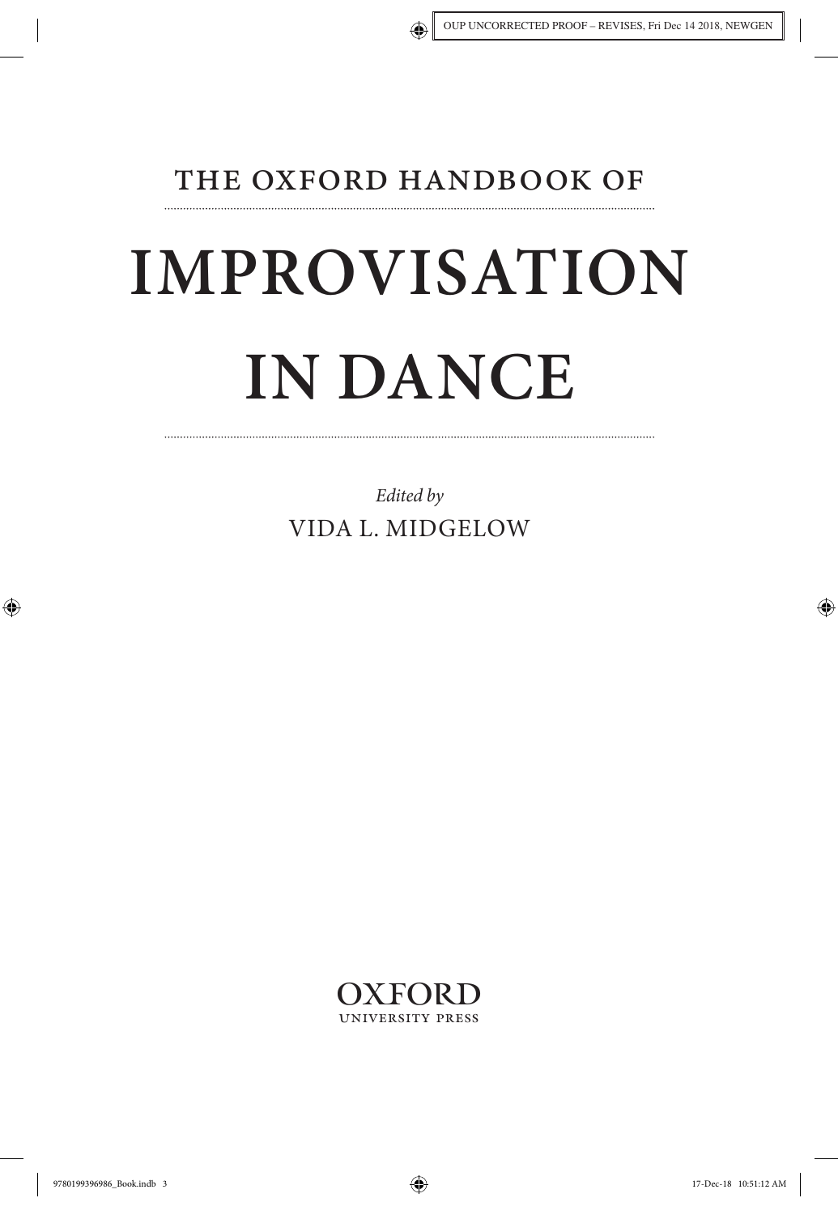THE OXFORD HANDBOOK OF

# IMPROVISATION IN DANCE

*Edited by*

VIDA L. MIDGELOW

OXFORD
UNIVERSITY PRESS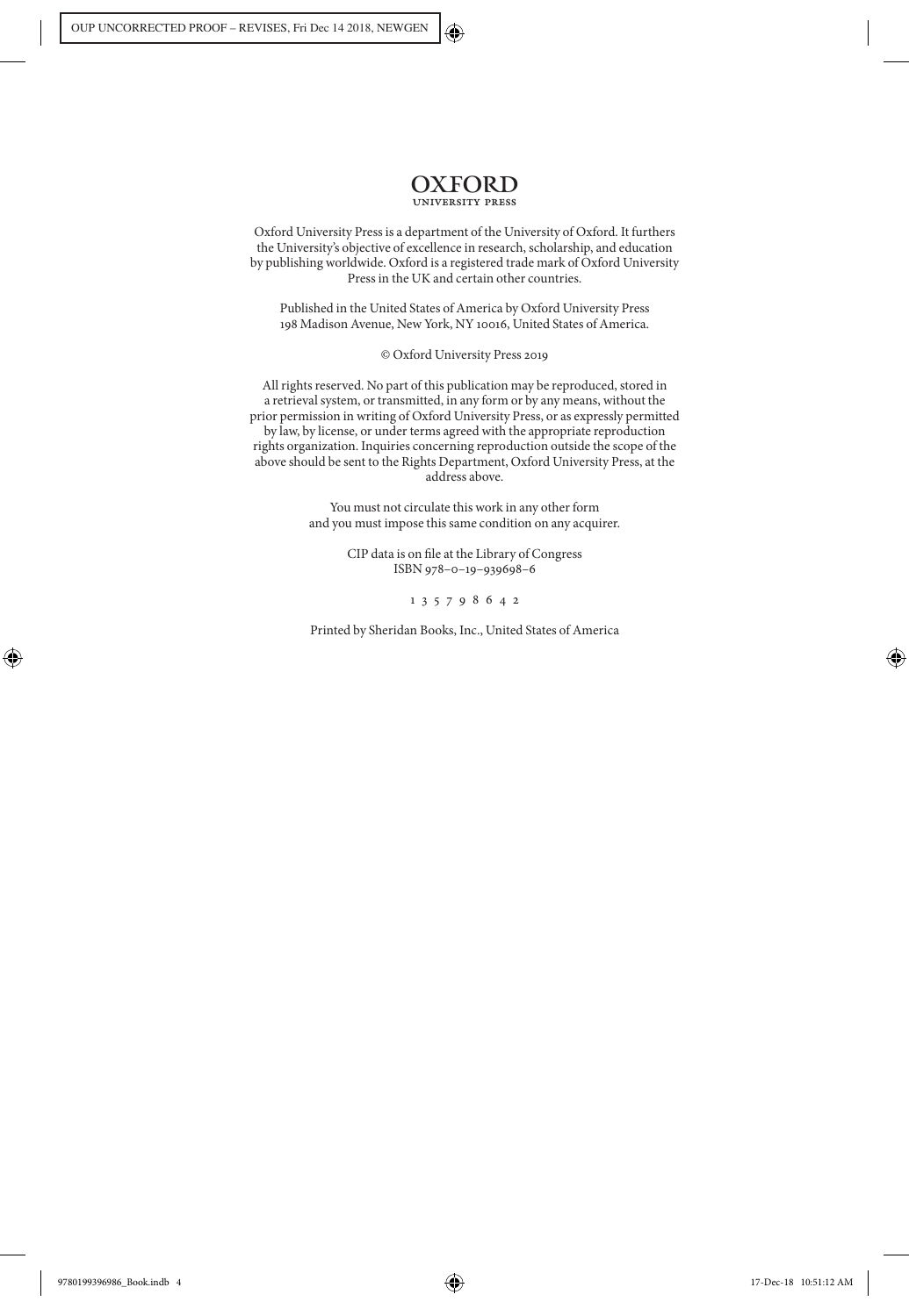**OXFORD**
UNIVERSITY PRESS

Oxford University Press is a department of the University of Oxford. It furthers the University's objective of excellence in research, scholarship, and education by publishing worldwide. Oxford is a registered trade mark of Oxford University Press in the UK and certain other countries.

Published in the United States of America by Oxford University Press
198 Madison Avenue, New York, NY 10016, United States of America.

© Oxford University Press 2019

All rights reserved. No part of this publication may be reproduced, stored in a retrieval system, or transmitted, in any form or by any means, without the prior permission in writing of Oxford University Press, or as expressly permitted by law, by license, or under terms agreed with the appropriate reproduction rights organization. Inquiries concerning reproduction outside the scope of the above should be sent to the Rights Department, Oxford University Press, at the address above.

You must not circulate this work in any other form
and you must impose this same condition on any acquirer.

CIP data is on file at the Library of Congress
ISBN 978–0–19–939698–6

1 3 5 7 9 8 6 4 2

Printed by Sheridan Books, Inc., United States of America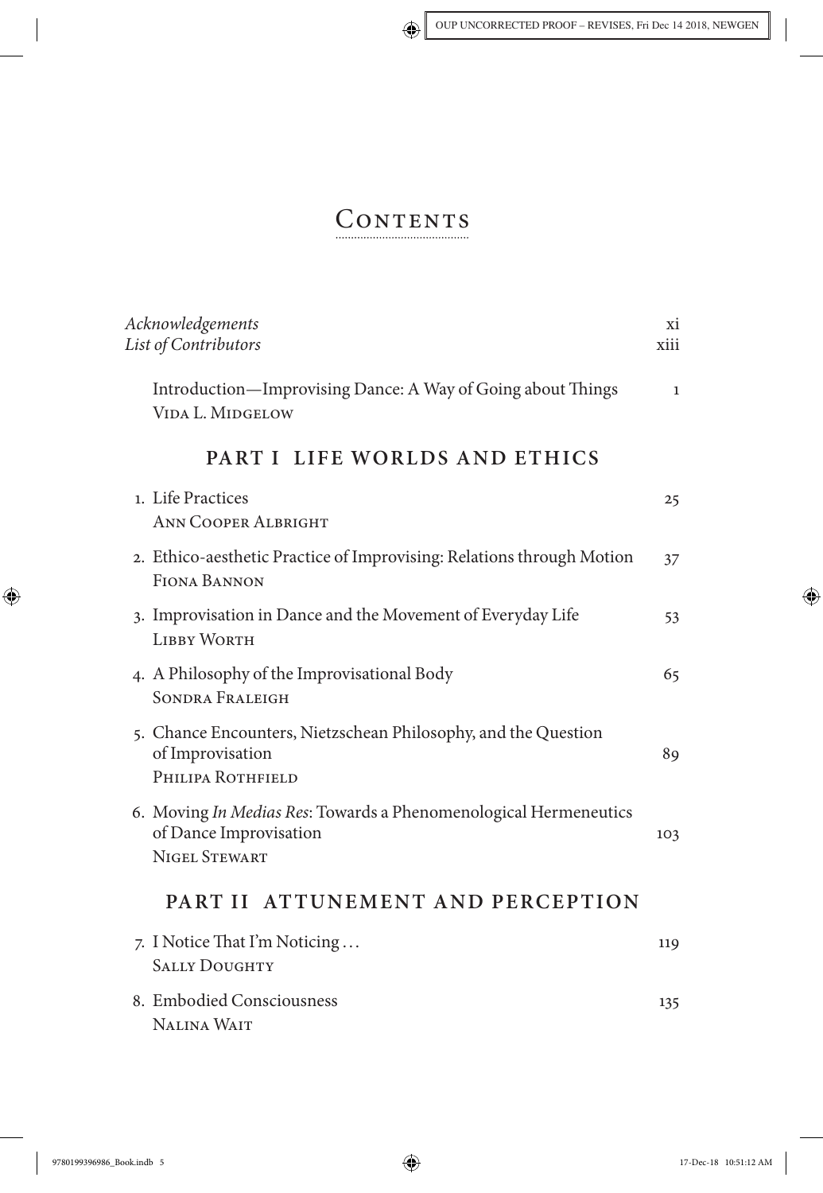# Contents

*Acknowledgements* xi
*List of Contributors* xiii

Introduction—Improvising Dance: A Way of Going about Things 1
Vida L. Midgelow

## PART I LIFE WORLDS AND ETHICS

1. Life Practices 25
   Ann Cooper Albright
2. Ethico-aesthetic Practice of Improvising: Relations through Motion 37
   Fiona Bannon
3. Improvisation in Dance and the Movement of Everyday Life 53
   Libby Worth
4. A Philosophy of the Improvisational Body 65
   Sondra Fraleigh
5. Chance Encounters, Nietzschean Philosophy, and the Question of Improvisation 89
   Philipa Rothfield
6. Moving *In Medias Res*: Towards a Phenomenological Hermeneutics of Dance Improvisation 103
   Nigel Stewart

## PART II ATTUNEMENT AND PERCEPTION

7. I Notice That I'm Noticing . . . 119
   Sally Doughty
8. Embodied Consciousness 135
   Nalina Wait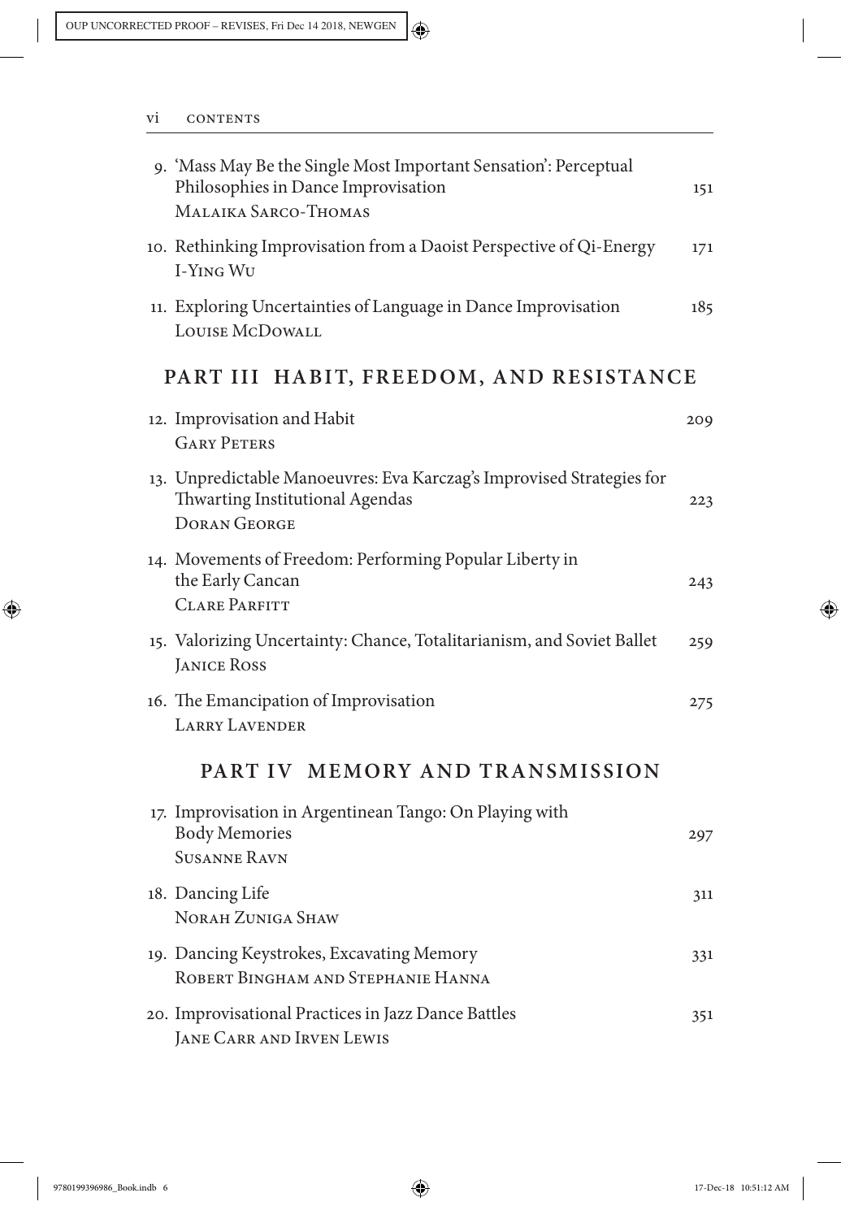9. 'Mass May Be the Single Most Important Sensation': Perceptual Philosophies in Dance Improvisation — 151
   Malaika Sarco-Thomas

10. Rethinking Improvisation from a Daoist Perspective of Qi-Energy — 171
    I-Ying Wu

11. Exploring Uncertainties of Language in Dance Improvisation — 185
    Louise McDowall

## PART III HABIT, FREEDOM, AND RESISTANCE

12. Improvisation and Habit — 209
    Gary Peters

13. Unpredictable Manoeuvres: Eva Karczag's Improvised Strategies for Thwarting Institutional Agendas — 223
    Doran George

14. Movements of Freedom: Performing Popular Liberty in the Early Cancan — 243
    Clare Parfitt

15. Valorizing Uncertainty: Chance, Totalitarianism, and Soviet Ballet — 259
    Janice Ross

16. The Emancipation of Improvisation — 275
    Larry Lavender

## PART IV MEMORY AND TRANSMISSION

17. Improvisation in Argentinean Tango: On Playing with Body Memories — 297
    Susanne Ravn

18. Dancing Life — 311
    Norah Zuniga Shaw

19. Dancing Keystrokes, Excavating Memory — 331
    Robert Bingham and Stephanie Hanna

20. Improvisational Practices in Jazz Dance Battles — 351
    Jane Carr and Irven Lewis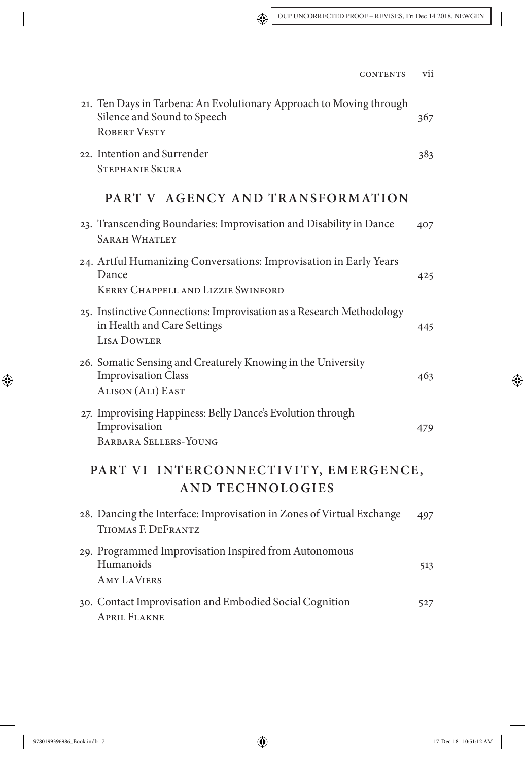21. Ten Days in Tarbena: An Evolutionary Approach to Moving through Silence and Sound to Speech — 367
    ROBERT VESTY

22. Intention and Surrender — 383
    STEPHANIE SKURA

## PART V AGENCY AND TRANSFORMATION

23. Transcending Boundaries: Improvisation and Disability in Dance — 407
    SARAH WHATLEY

24. Artful Humanizing Conversations: Improvisation in Early Years Dance — 425
    KERRY CHAPPELL AND LIZZIE SWINFORD

25. Instinctive Connections: Improvisation as a Research Methodology in Health and Care Settings — 445
    LISA DOWLER

26. Somatic Sensing and Creaturely Knowing in the University Improvisation Class — 463
    ALISON (ALI) EAST

27. Improvising Happiness: Belly Dance's Evolution through Improvisation — 479
    BARBARA SELLERS-YOUNG

## PART VI INTERCONNECTIVITY, EMERGENCE, AND TECHNOLOGIES

28. Dancing the Interface: Improvisation in Zones of Virtual Exchange — 497
    THOMAS F. DEFRANTZ

29. Programmed Improvisation Inspired from Autonomous Humanoids — 513
    AMY LAVIERS

30. Contact Improvisation and Embodied Social Cognition — 527
    APRIL FLAKNE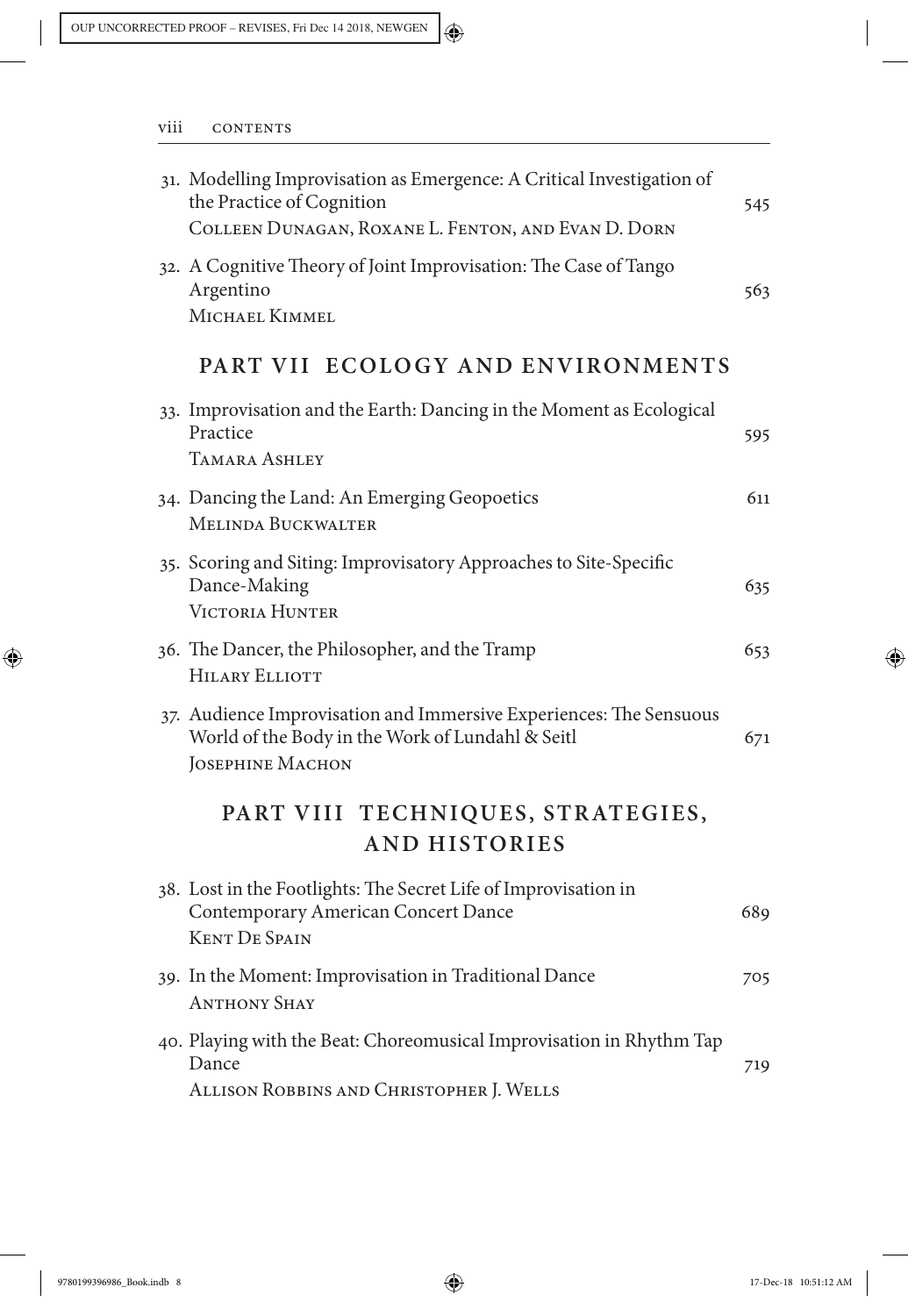31. Modelling Improvisation as Emergence: A Critical Investigation of the Practice of Cognition 545
Colleen Dunagan, Roxane L. Fenton, and Evan D. Dorn

32. A Cognitive Theory of Joint Improvisation: The Case of Tango Argentino 563
Michael Kimmel

## PART VII ECOLOGY AND ENVIRONMENTS

33. Improvisation and the Earth: Dancing in the Moment as Ecological Practice 595
Tamara Ashley

34. Dancing the Land: An Emerging Geopoetics 611
Melinda Buckwalter

35. Scoring and Siting: Improvisatory Approaches to Site-Specific Dance-Making 635
Victoria Hunter

36. The Dancer, the Philosopher, and the Tramp 653
Hilary Elliott

37. Audience Improvisation and Immersive Experiences: The Sensuous World of the Body in the Work of Lundahl & Seitl 671
Josephine Machon

## PART VIII TECHNIQUES, STRATEGIES, AND HISTORIES

38. Lost in the Footlights: The Secret Life of Improvisation in Contemporary American Concert Dance 689
Kent De Spain

39. In the Moment: Improvisation in Traditional Dance 705
Anthony Shay

40. Playing with the Beat: Choreomusical Improvisation in Rhythm Tap Dance 719
Allison Robbins and Christopher J. Wells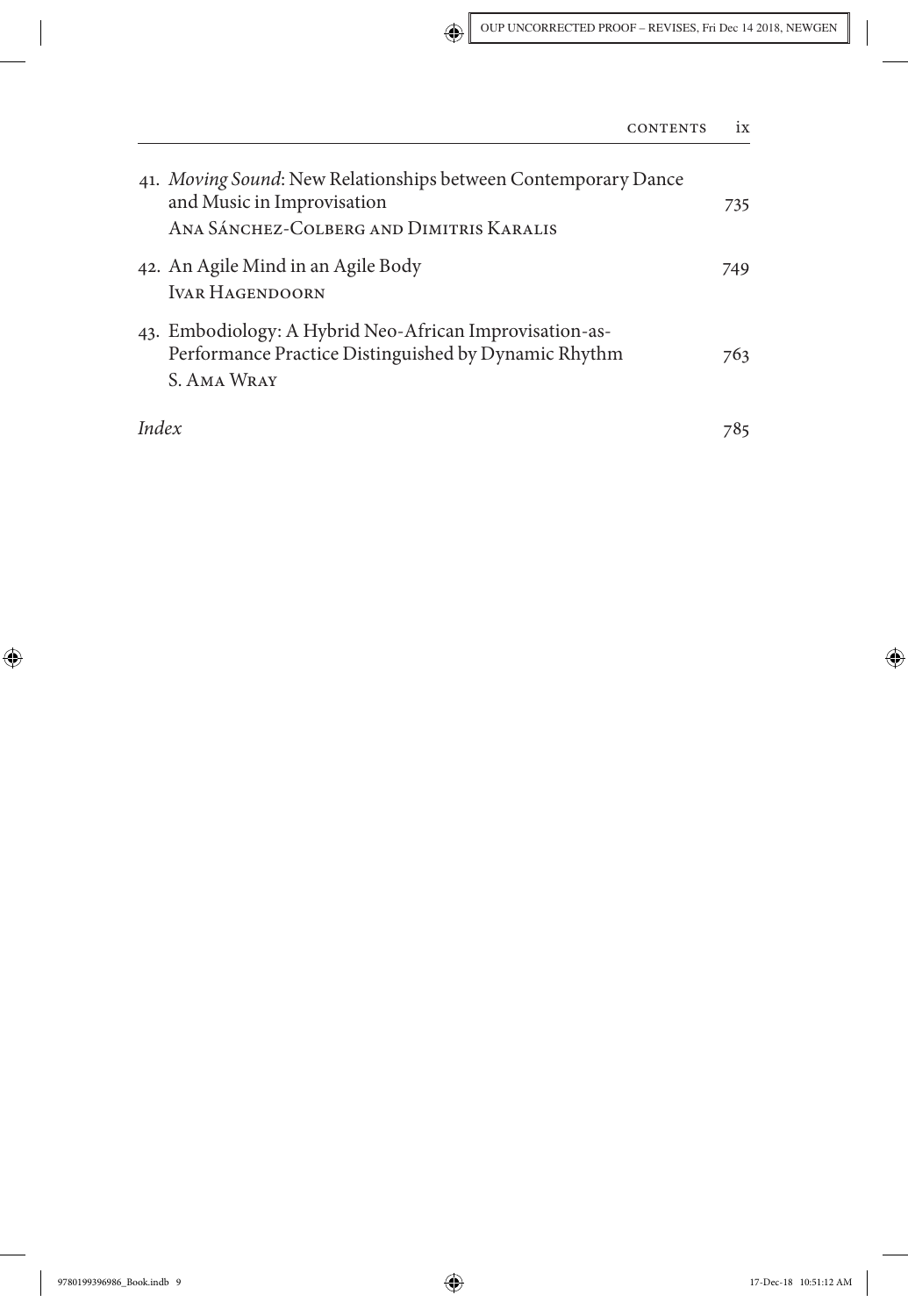41. *Moving Sound*: New Relationships between Contemporary Dance and Music in Improvisation — 735
    Ana Sánchez-Colberg and Dimitris Karalis

42. An Agile Mind in an Agile Body — 749
    Ivar Hagendoorn

43. Embodiology: A Hybrid Neo-African Improvisation-as-Performance Practice Distinguished by Dynamic Rhythm — 763
    S. Ama Wray

*Index* — 785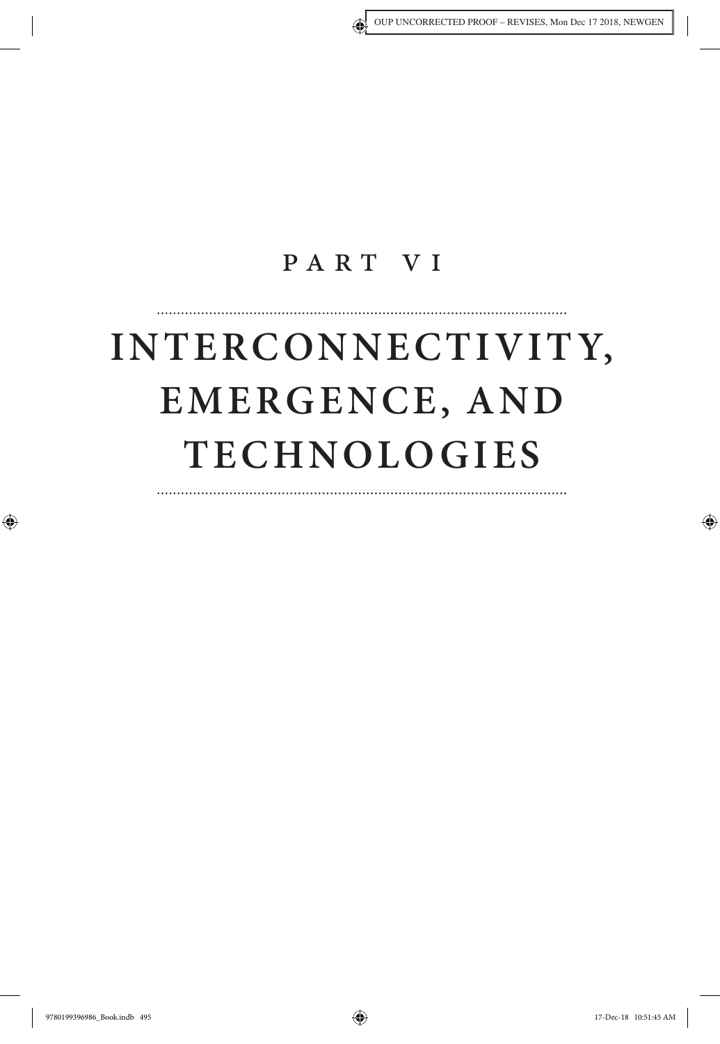# PART VI

# INTERCONNECTIVITY, EMERGENCE, AND TECHNOLOGIES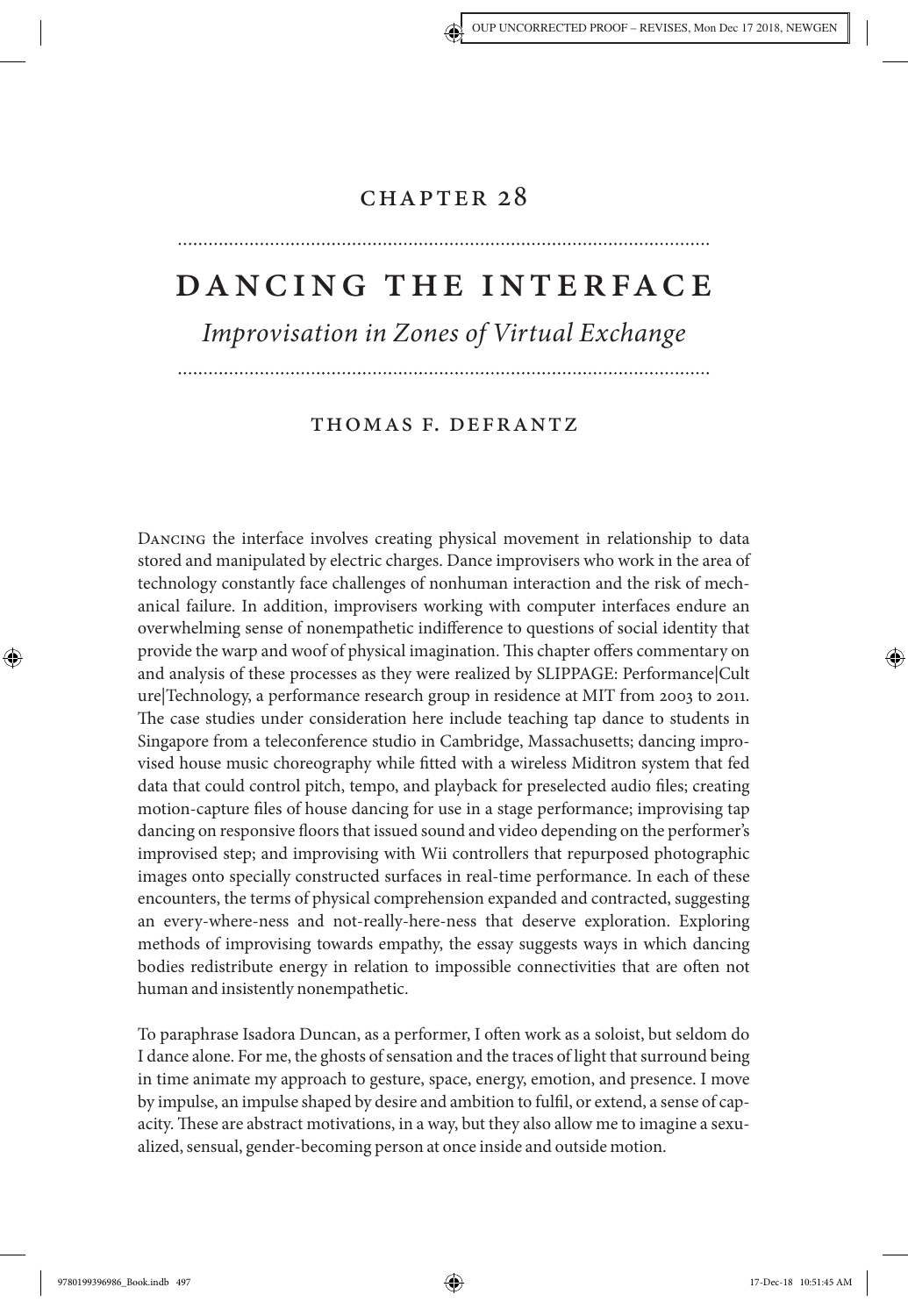# CHAPTER 28

# DANCING THE INTERFACE

## *Improvisation in Zones of Virtual Exchange*

### THOMAS F. DEFRANTZ

Dancing the interface involves creating physical movement in relationship to data stored and manipulated by electric charges. Dance improvisers who work in the area of technology constantly face challenges of nonhuman interaction and the risk of mechanical failure. In addition, improvisers working with computer interfaces endure an overwhelming sense of nonempathetic indifference to questions of social identity that provide the warp and woof of physical imagination. This chapter offers commentary on and analysis of these processes as they were realized by SLIPPAGE: Performance|Culture|Technology, a performance research group in residence at MIT from 2003 to 2011. The case studies under consideration here include teaching tap dance to students in Singapore from a teleconference studio in Cambridge, Massachusetts; dancing improvised house music choreography while fitted with a wireless Miditron system that fed data that could control pitch, tempo, and playback for preselected audio files; creating motion-capture files of house dancing for use in a stage performance; improvising tap dancing on responsive floors that issued sound and video depending on the performer's improvised step; and improvising with Wii controllers that repurposed photographic images onto specially constructed surfaces in real-time performance. In each of these encounters, the terms of physical comprehension expanded and contracted, suggesting an every-where-ness and not-really-here-ness that deserve exploration. Exploring methods of improvising towards empathy, the essay suggests ways in which dancing bodies redistribute energy in relation to impossible connectivities that are often not human and insistently nonempathetic.

To paraphrase Isadora Duncan, as a performer, I often work as a soloist, but seldom do I dance alone. For me, the ghosts of sensation and the traces of light that surround being in time animate my approach to gesture, space, energy, emotion, and presence. I move by impulse, an impulse shaped by desire and ambition to fulfil, or extend, a sense of capacity. These are abstract motivations, in a way, but they also allow me to imagine a sexualized, sensual, gender-becoming person at once inside and outside motion.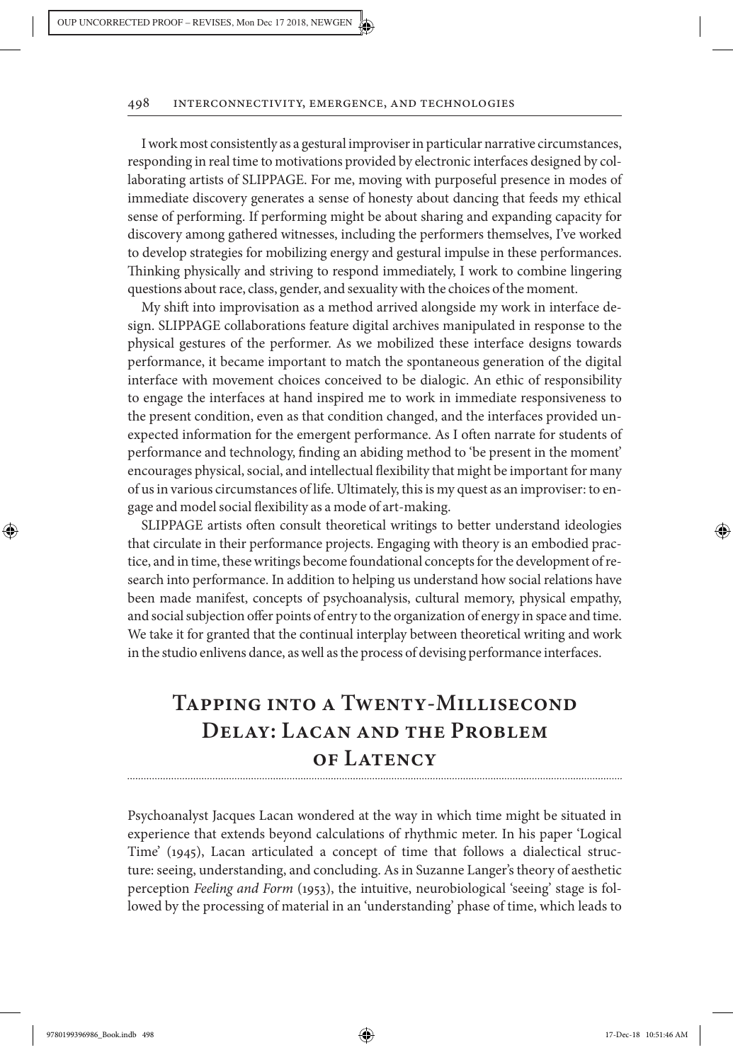I work most consistently as a gestural improviser in particular narrative circumstances, responding in real time to motivations provided by electronic interfaces designed by collaborating artists of SLIPPAGE. For me, moving with purposeful presence in modes of immediate discovery generates a sense of honesty about dancing that feeds my ethical sense of performing. If performing might be about sharing and expanding capacity for discovery among gathered witnesses, including the performers themselves, I've worked to develop strategies for mobilizing energy and gestural impulse in these performances. Thinking physically and striving to respond immediately, I work to combine lingering questions about race, class, gender, and sexuality with the choices of the moment.

My shift into improvisation as a method arrived alongside my work in interface design. SLIPPAGE collaborations feature digital archives manipulated in response to the physical gestures of the performer. As we mobilized these interface designs towards performance, it became important to match the spontaneous generation of the digital interface with movement choices conceived to be dialogic. An ethic of responsibility to engage the interfaces at hand inspired me to work in immediate responsiveness to the present condition, even as that condition changed, and the interfaces provided unexpected information for the emergent performance. As I often narrate for students of performance and technology, finding an abiding method to 'be present in the moment' encourages physical, social, and intellectual flexibility that might be important for many of us in various circumstances of life. Ultimately, this is my quest as an improviser: to engage and model social flexibility as a mode of art-making.

SLIPPAGE artists often consult theoretical writings to better understand ideologies that circulate in their performance projects. Engaging with theory is an embodied practice, and in time, these writings become foundational concepts for the development of research into performance. In addition to helping us understand how social relations have been made manifest, concepts of psychoanalysis, cultural memory, physical empathy, and social subjection offer points of entry to the organization of energy in space and time. We take it for granted that the continual interplay between theoretical writing and work in the studio enlivens dance, as well as the process of devising performance interfaces.

## Tapping into a Twenty-Millisecond Delay: Lacan and the Problem of Latency

Psychoanalyst Jacques Lacan wondered at the way in which time might be situated in experience that extends beyond calculations of rhythmic meter. In his paper 'Logical Time' (1945), Lacan articulated a concept of time that follows a dialectical structure: seeing, understanding, and concluding. As in Suzanne Langer's theory of aesthetic perception *Feeling and Form* (1953), the intuitive, neurobiological 'seeing' stage is followed by the processing of material in an 'understanding' phase of time, which leads to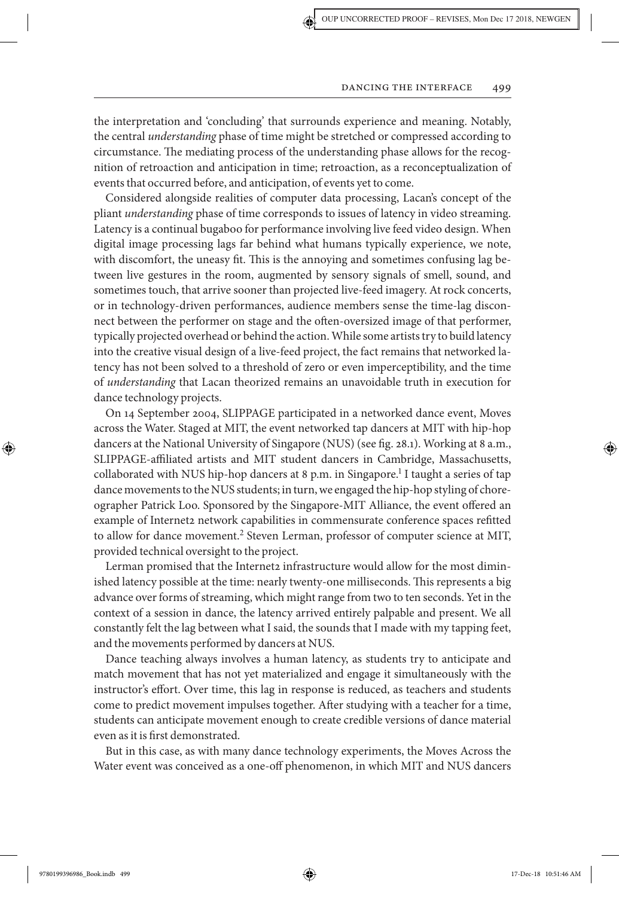the interpretation and 'concluding' that surrounds experience and meaning. Notably, the central *understanding* phase of time might be stretched or compressed according to circumstance. The mediating process of the understanding phase allows for the recognition of retroaction and anticipation in time; retroaction, as a reconceptualization of events that occurred before, and anticipation, of events yet to come.

Considered alongside realities of computer data processing, Lacan's concept of the pliant *understanding* phase of time corresponds to issues of latency in video streaming. Latency is a continual bugaboo for performance involving live feed video design. When digital image processing lags far behind what humans typically experience, we note, with discomfort, the uneasy fit. This is the annoying and sometimes confusing lag between live gestures in the room, augmented by sensory signals of smell, sound, and sometimes touch, that arrive sooner than projected live-feed imagery. At rock concerts, or in technology-driven performances, audience members sense the time-lag disconnect between the performer on stage and the often-oversized image of that performer, typically projected overhead or behind the action. While some artists try to build latency into the creative visual design of a live-feed project, the fact remains that networked latency has not been solved to a threshold of zero or even imperceptibility, and the time of *understanding* that Lacan theorized remains an unavoidable truth in execution for dance technology projects.

On 14 September 2004, SLIPPAGE participated in a networked dance event, Moves across the Water. Staged at MIT, the event networked tap dancers at MIT with hip-hop dancers at the National University of Singapore (NUS) (see fig. 28.1). Working at 8 a.m., SLIPPAGE-affiliated artists and MIT student dancers in Cambridge, Massachusetts, collaborated with NUS hip-hop dancers at 8 p.m. in Singapore.[1] I taught a series of tap dance movements to the NUS students; in turn, we engaged the hip-hop styling of choreographer Patrick Loo. Sponsored by the Singapore-MIT Alliance, the event offered an example of Internet2 network capabilities in commensurate conference spaces refitted to allow for dance movement.[2] Steven Lerman, professor of computer science at MIT, provided technical oversight to the project.

Lerman promised that the Internet2 infrastructure would allow for the most diminished latency possible at the time: nearly twenty-one milliseconds. This represents a big advance over forms of streaming, which might range from two to ten seconds. Yet in the context of a session in dance, the latency arrived entirely palpable and present. We all constantly felt the lag between what I said, the sounds that I made with my tapping feet, and the movements performed by dancers at NUS.

Dance teaching always involves a human latency, as students try to anticipate and match movement that has not yet materialized and engage it simultaneously with the instructor's effort. Over time, this lag in response is reduced, as teachers and students come to predict movement impulses together. After studying with a teacher for a time, students can anticipate movement enough to create credible versions of dance material even as it is first demonstrated.

But in this case, as with many dance technology experiments, the Moves Across the Water event was conceived as a one-off phenomenon, in which MIT and NUS dancers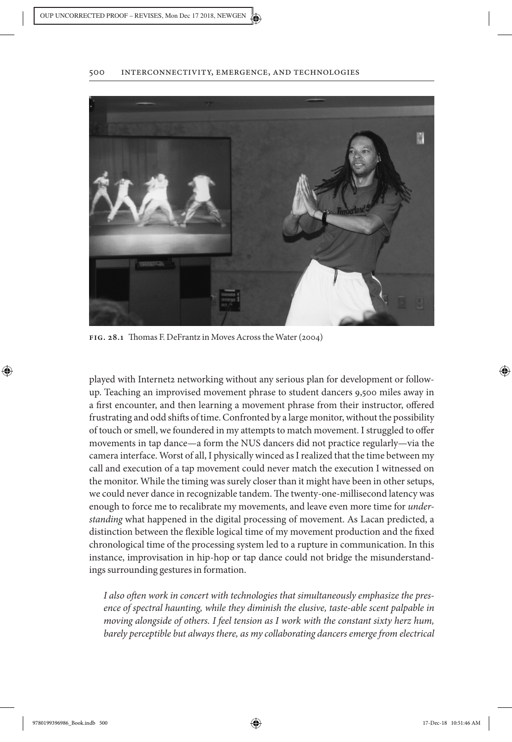FIG. 28.1 Thomas F. DeFrantz in Moves Across the Water (2004)

played with Internet2 networking without any serious plan for development or follow-up. Teaching an improvised movement phrase to student dancers 9,500 miles away in a first encounter, and then learning a movement phrase from their instructor, offered frustrating and odd shifts of time. Confronted by a large monitor, without the possibility of touch or smell, we foundered in my attempts to match movement. I struggled to offer movements in tap dance—a form the NUS dancers did not practice regularly—via the camera interface. Worst of all, I physically winced as I realized that the time between my call and execution of a tap movement could never match the execution I witnessed on the monitor. While the timing was surely closer than it might have been in other setups, we could never dance in recognizable tandem. The twenty-one-millisecond latency was enough to force me to recalibrate my movements, and leave even more time for *understanding* what happened in the digital processing of movement. As Lacan predicted, a distinction between the flexible logical time of my movement production and the fixed chronological time of the processing system led to a rupture in communication. In this instance, improvisation in hip-hop or tap dance could not bridge the misunderstandings surrounding gestures in formation.

*I also often work in concert with technologies that simultaneously emphasize the presence of spectral haunting, while they diminish the elusive, taste-able scent palpable in moving alongside of others. I feel tension as I work with the constant sixty herz hum, barely perceptible but always there, as my collaborating dancers emerge from electrical*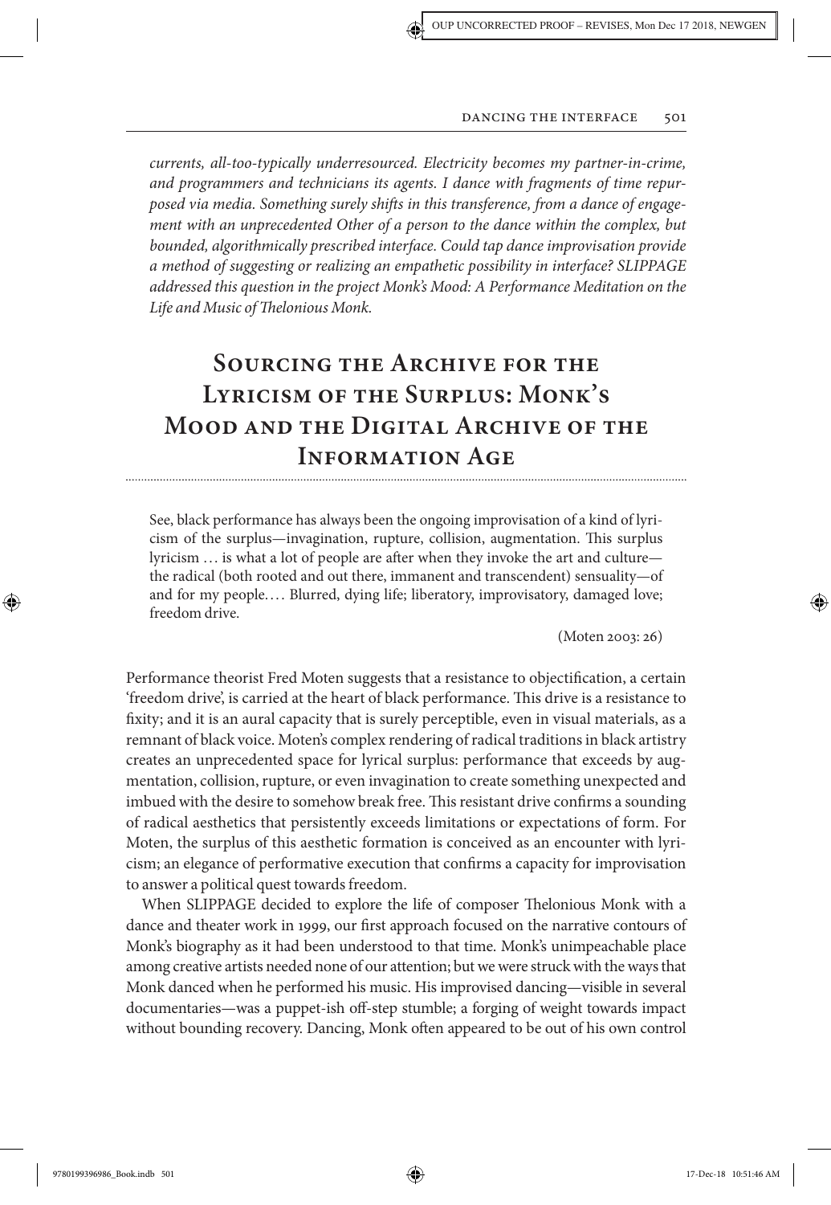*currents, all-too-typically underresourced. Electricity becomes my partner-in-crime, and programmers and technicians its agents. I dance with fragments of time repurposed via media. Something surely shifts in this transference, from a dance of engagement with an unprecedented Other of a person to the dance within the complex, but bounded, algorithmically prescribed interface. Could tap dance improvisation provide a method of suggesting or realizing an empathetic possibility in interface? SLIPPAGE addressed this question in the project Monk's Mood: A Performance Meditation on the Life and Music of Thelonious Monk.*

## Sourcing the Archive for the Lyricism of the Surplus: Monk's Mood and the Digital Archive of the Information Age

> See, black performance has always been the ongoing improvisation of a kind of lyricism of the surplus—invagination, rupture, collision, augmentation. This surplus lyricism … is what a lot of people are after when they invoke the art and culture—the radical (both rooted and out there, immanent and transcendent) sensuality—of and for my people.… Blurred, dying life; liberatory, improvisatory, damaged love; freedom drive.
>
> (Moten 2003: 26)

Performance theorist Fred Moten suggests that a resistance to objectification, a certain 'freedom drive', is carried at the heart of black performance. This drive is a resistance to fixity; and it is an aural capacity that is surely perceptible, even in visual materials, as a remnant of black voice. Moten's complex rendering of radical traditions in black artistry creates an unprecedented space for lyrical surplus: performance that exceeds by augmentation, collision, rupture, or even invagination to create something unexpected and imbued with the desire to somehow break free. This resistant drive confirms a sounding of radical aesthetics that persistently exceeds limitations or expectations of form. For Moten, the surplus of this aesthetic formation is conceived as an encounter with lyricism; an elegance of performative execution that confirms a capacity for improvisation to answer a political quest towards freedom.

When SLIPPAGE decided to explore the life of composer Thelonious Monk with a dance and theater work in 1999, our first approach focused on the narrative contours of Monk's biography as it had been understood to that time. Monk's unimpeachable place among creative artists needed none of our attention; but we were struck with the ways that Monk danced when he performed his music. His improvised dancing—visible in several documentaries—was a puppet-ish off-step stumble; a forging of weight towards impact without bounding recovery. Dancing, Monk often appeared to be out of his own control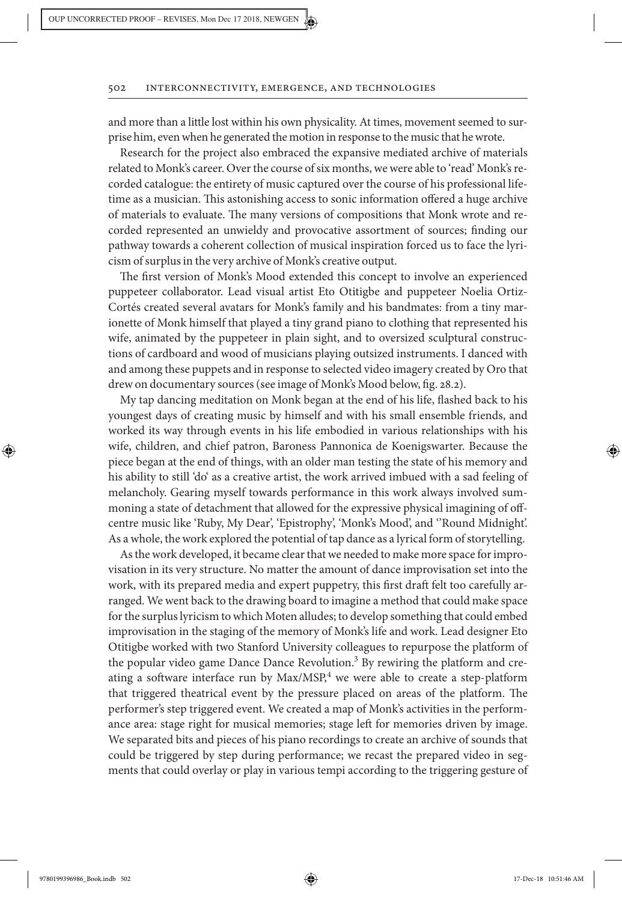and more than a little lost within his own physicality. At times, movement seemed to surprise him, even when he generated the motion in response to the music that he wrote.

Research for the project also embraced the expansive mediated archive of materials related to Monk's career. Over the course of six months, we were able to 'read' Monk's recorded catalogue: the entirety of music captured over the course of his professional lifetime as a musician. This astonishing access to sonic information offered a huge archive of materials to evaluate. The many versions of compositions that Monk wrote and recorded represented an unwieldy and provocative assortment of sources; finding our pathway towards a coherent collection of musical inspiration forced us to face the lyricism of surplus in the very archive of Monk's creative output.

The first version of Monk's Mood extended this concept to involve an experienced puppeteer collaborator. Lead visual artist Eto Otitigbe and puppeteer Noelia Ortiz-Cortés created several avatars for Monk's family and his bandmates: from a tiny marionette of Monk himself that played a tiny grand piano to clothing that represented his wife, animated by the puppeteer in plain sight, and to oversized sculptural constructions of cardboard and wood of musicians playing outsized instruments. I danced with and among these puppets and in response to selected video imagery created by Oro that drew on documentary sources (see image of Monk's Mood below, fig. 28.2).

My tap dancing meditation on Monk began at the end of his life, flashed back to his youngest days of creating music by himself and with his small ensemble friends, and worked its way through events in his life embodied in various relationships with his wife, children, and chief patron, Baroness Pannonica de Koenigswarter. Because the piece began at the end of things, with an older man testing the state of his memory and his ability to still 'do' as a creative artist, the work arrived imbued with a sad feeling of melancholy. Gearing myself towards performance in this work always involved summoning a state of detachment that allowed for the expressive physical imagining of off-centre music like 'Ruby, My Dear', 'Epistrophy', 'Monk's Mood', and ''Round Midnight'. As a whole, the work explored the potential of tap dance as a lyrical form of storytelling.

As the work developed, it became clear that we needed to make more space for improvisation in its very structure. No matter the amount of dance improvisation set into the work, with its prepared media and expert puppetry, this first draft felt too carefully arranged. We went back to the drawing board to imagine a method that could make space for the surplus lyricism to which Moten alludes; to develop something that could embed improvisation in the staging of the memory of Monk's life and work. Lead designer Eto Otitigbe worked with two Stanford University colleagues to repurpose the platform of the popular video game Dance Dance Revolution.[3] By rewiring the platform and creating a software interface run by Max/MSP,[4] we were able to create a step-platform that triggered theatrical event by the pressure placed on areas of the platform. The performer's step triggered event. We created a map of Monk's activities in the performance area: stage right for musical memories; stage left for memories driven by image. We separated bits and pieces of his piano recordings to create an archive of sounds that could be triggered by step during performance; we recast the prepared video in segments that could overlay or play in various tempi according to the triggering gesture of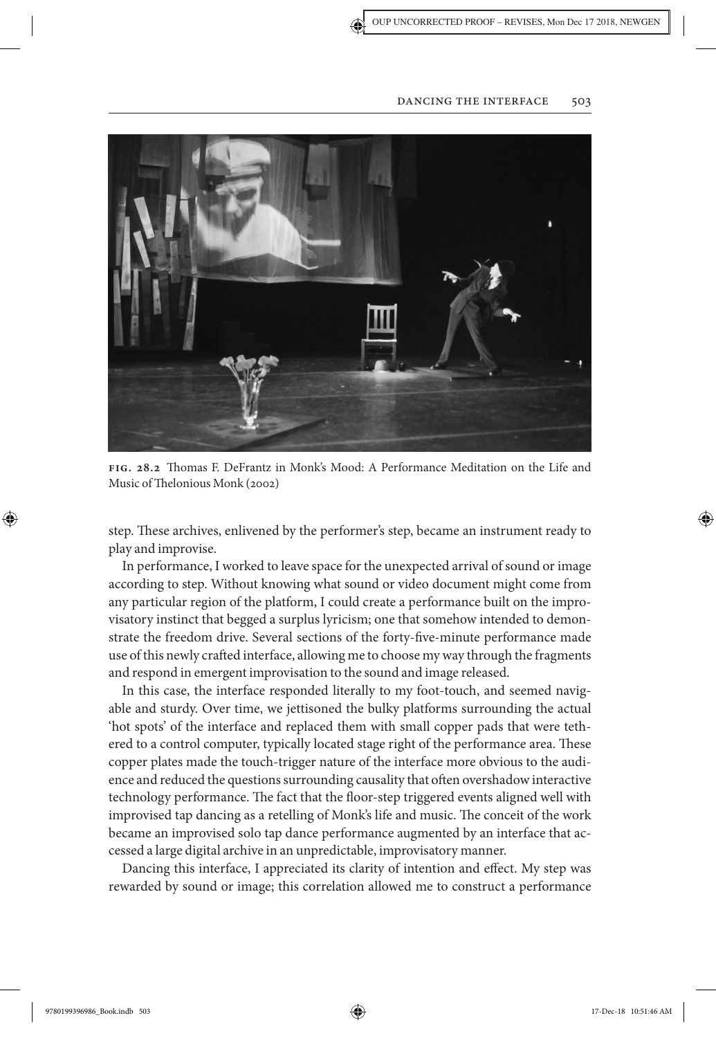FIG. 28.2 Thomas F. DeFrantz in Monk's Mood: A Performance Meditation on the Life and Music of Thelonious Monk (2002)

step. These archives, enlivened by the performer's step, became an instrument ready to play and improvise.

In performance, I worked to leave space for the unexpected arrival of sound or image according to step. Without knowing what sound or video document might come from any particular region of the platform, I could create a performance built on the improvisatory instinct that begged a surplus lyricism; one that somehow intended to demonstrate the freedom drive. Several sections of the forty-five-minute performance made use of this newly crafted interface, allowing me to choose my way through the fragments and respond in emergent improvisation to the sound and image released.

In this case, the interface responded literally to my foot-touch, and seemed navigable and sturdy. Over time, we jettisoned the bulky platforms surrounding the actual 'hot spots' of the interface and replaced them with small copper pads that were tethered to a control computer, typically located stage right of the performance area. These copper plates made the touch-trigger nature of the interface more obvious to the audience and reduced the questions surrounding causality that often overshadow interactive technology performance. The fact that the floor-step triggered events aligned well with improvised tap dancing as a retelling of Monk's life and music. The conceit of the work became an improvised solo tap dance performance augmented by an interface that accessed a large digital archive in an unpredictable, improvisatory manner.

Dancing this interface, I appreciated its clarity of intention and effect. My step was rewarded by sound or image; this correlation allowed me to construct a performance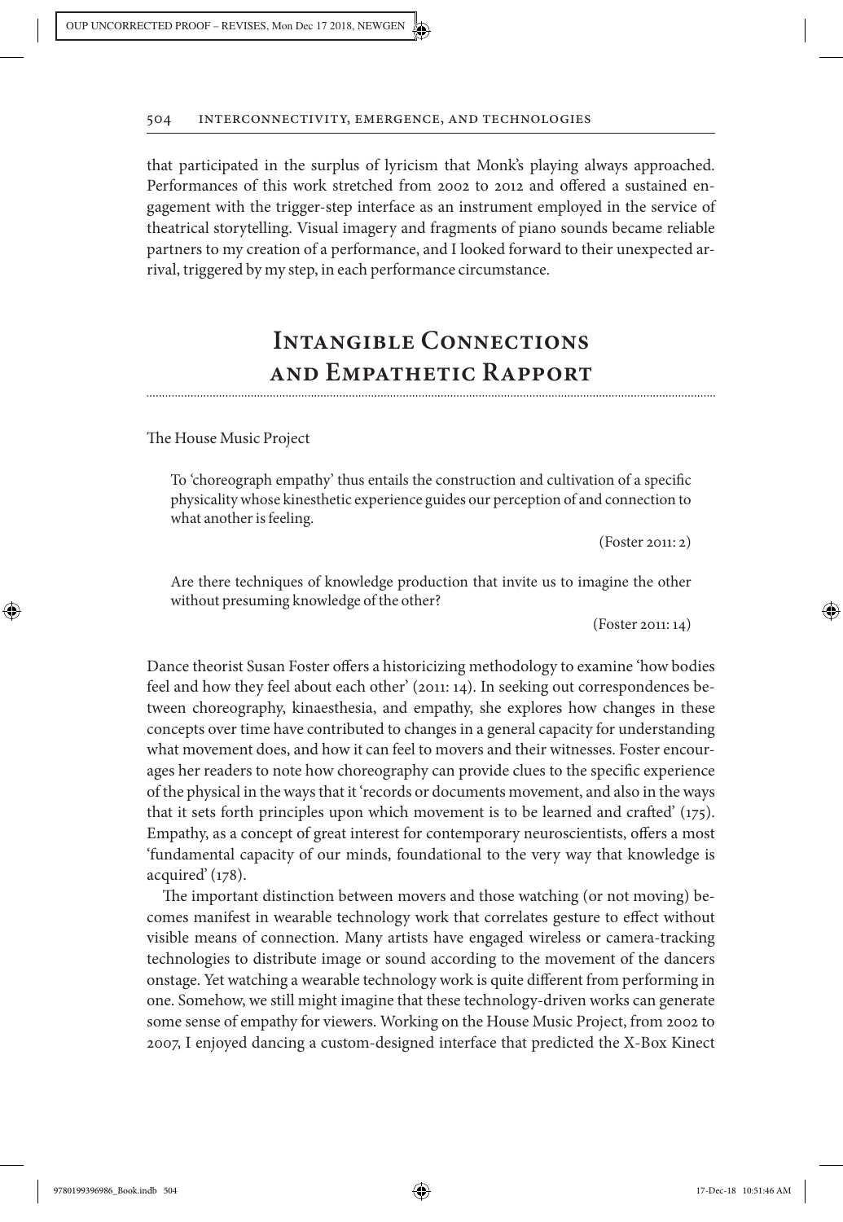that participated in the surplus of lyricism that Monk's playing always approached. Performances of this work stretched from 2002 to 2012 and offered a sustained engagement with the trigger-step interface as an instrument employed in the service of theatrical storytelling. Visual imagery and fragments of piano sounds became reliable partners to my creation of a performance, and I looked forward to their unexpected arrival, triggered by my step, in each performance circumstance.

## Intangible Connections and Empathetic Rapport

The House Music Project

> To 'choreograph empathy' thus entails the construction and cultivation of a specific physicality whose kinesthetic experience guides our perception of and connection to what another is feeling.
>
> (Foster 2011: 2)

> Are there techniques of knowledge production that invite us to imagine the other without presuming knowledge of the other?
>
> (Foster 2011: 14)

Dance theorist Susan Foster offers a historicizing methodology to examine 'how bodies feel and how they feel about each other' (2011: 14). In seeking out correspondences between choreography, kinaesthesia, and empathy, she explores how changes in these concepts over time have contributed to changes in a general capacity for understanding what movement does, and how it can feel to movers and their witnesses. Foster encourages her readers to note how choreography can provide clues to the specific experience of the physical in the ways that it 'records or documents movement, and also in the ways that it sets forth principles upon which movement is to be learned and crafted' (175). Empathy, as a concept of great interest for contemporary neuroscientists, offers a most 'fundamental capacity of our minds, foundational to the very way that knowledge is acquired' (178).

The important distinction between movers and those watching (or not moving) becomes manifest in wearable technology work that correlates gesture to effect without visible means of connection. Many artists have engaged wireless or camera-tracking technologies to distribute image or sound according to the movement of the dancers onstage. Yet watching a wearable technology work is quite different from performing in one. Somehow, we still might imagine that these technology-driven works can generate some sense of empathy for viewers. Working on the House Music Project, from 2002 to 2007, I enjoyed dancing a custom-designed interface that predicted the X-Box Kinect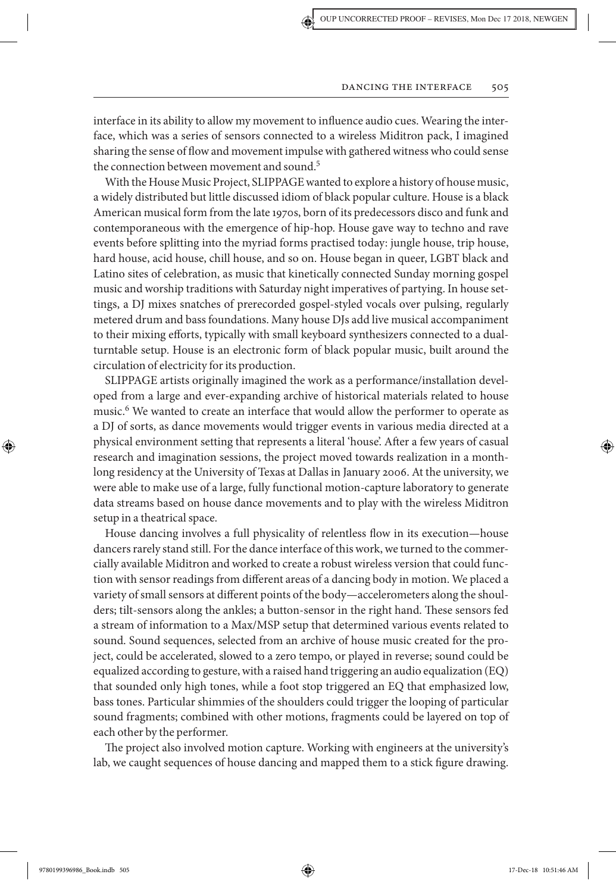interface in its ability to allow my movement to influence audio cues. Wearing the interface, which was a series of sensors connected to a wireless Miditron pack, I imagined sharing the sense of flow and movement impulse with gathered witness who could sense the connection between movement and sound.[5]

With the House Music Project, SLIPPAGE wanted to explore a history of house music, a widely distributed but little discussed idiom of black popular culture. House is a black American musical form from the late 1970s, born of its predecessors disco and funk and contemporaneous with the emergence of hip-hop. House gave way to techno and rave events before splitting into the myriad forms practised today: jungle house, trip house, hard house, acid house, chill house, and so on. House began in queer, LGBT black and Latino sites of celebration, as music that kinetically connected Sunday morning gospel music and worship traditions with Saturday night imperatives of partying. In house settings, a DJ mixes snatches of prerecorded gospel-styled vocals over pulsing, regularly metered drum and bass foundations. Many house DJs add live musical accompaniment to their mixing efforts, typically with small keyboard synthesizers connected to a dual-turntable setup. House is an electronic form of black popular music, built around the circulation of electricity for its production.

SLIPPAGE artists originally imagined the work as a performance/installation developed from a large and ever-expanding archive of historical materials related to house music.[6] We wanted to create an interface that would allow the performer to operate as a DJ of sorts, as dance movements would trigger events in various media directed at a physical environment setting that represents a literal 'house'. After a few years of casual research and imagination sessions, the project moved towards realization in a month-long residency at the University of Texas at Dallas in January 2006. At the university, we were able to make use of a large, fully functional motion-capture laboratory to generate data streams based on house dance movements and to play with the wireless Miditron setup in a theatrical space.

House dancing involves a full physicality of relentless flow in its execution—house dancers rarely stand still. For the dance interface of this work, we turned to the commercially available Miditron and worked to create a robust wireless version that could function with sensor readings from different areas of a dancing body in motion. We placed a variety of small sensors at different points of the body—accelerometers along the shoulders; tilt-sensors along the ankles; a button-sensor in the right hand. These sensors fed a stream of information to a Max/MSP setup that determined various events related to sound. Sound sequences, selected from an archive of house music created for the project, could be accelerated, slowed to a zero tempo, or played in reverse; sound could be equalized according to gesture, with a raised hand triggering an audio equalization (EQ) that sounded only high tones, while a foot stop triggered an EQ that emphasized low, bass tones. Particular shimmies of the shoulders could trigger the looping of particular sound fragments; combined with other motions, fragments could be layered on top of each other by the performer.

The project also involved motion capture. Working with engineers at the university's lab, we caught sequences of house dancing and mapped them to a stick figure drawing.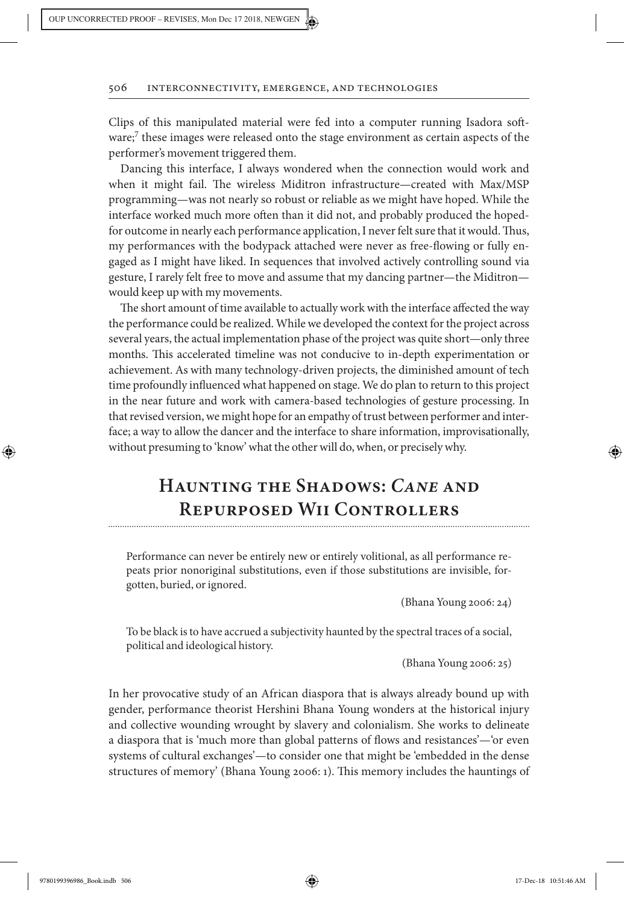Clips of this manipulated material were fed into a computer running Isadora software;[7] these images were released onto the stage environment as certain aspects of the performer's movement triggered them.

Dancing this interface, I always wondered when the connection would work and when it might fail. The wireless Miditron infrastructure—created with Max/MSP programming—was not nearly so robust or reliable as we might have hoped. While the interface worked much more often than it did not, and probably produced the hoped-for outcome in nearly each performance application, I never felt sure that it would. Thus, my performances with the bodypack attached were never as free-flowing or fully engaged as I might have liked. In sequences that involved actively controlling sound via gesture, I rarely felt free to move and assume that my dancing partner—the Miditron—would keep up with my movements.

The short amount of time available to actually work with the interface affected the way the performance could be realized. While we developed the context for the project across several years, the actual implementation phase of the project was quite short—only three months. This accelerated timeline was not conducive to in-depth experimentation or achievement. As with many technology-driven projects, the diminished amount of tech time profoundly influenced what happened on stage. We do plan to return to this project in the near future and work with camera-based technologies of gesture processing. In that revised version, we might hope for an empathy of trust between performer and interface; a way to allow the dancer and the interface to share information, improvisationally, without presuming to 'know' what the other will do, when, or precisely why.

## Haunting the Shadows: *Cane* and Repurposed Wii Controllers

> Performance can never be entirely new or entirely volitional, as all performance repeats prior nonoriginal substitutions, even if those substitutions are invisible, forgotten, buried, or ignored.
>
> (Bhana Young 2006: 24)

> To be black is to have accrued a subjectivity haunted by the spectral traces of a social, political and ideological history.
>
> (Bhana Young 2006: 25)

In her provocative study of an African diaspora that is always already bound up with gender, performance theorist Hershini Bhana Young wonders at the historical injury and collective wounding wrought by slavery and colonialism. She works to delineate a diaspora that is 'much more than global patterns of flows and resistances'—'or even systems of cultural exchanges'—to consider one that might be 'embedded in the dense structures of memory' (Bhana Young 2006: 1). This memory includes the hauntings of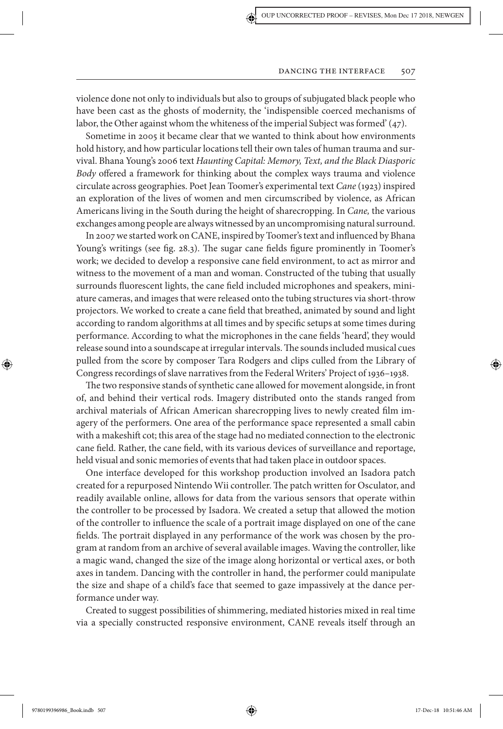violence done not only to individuals but also to groups of subjugated black people who have been cast as the ghosts of modernity, the 'indispensible coerced mechanisms of labor, the Other against whom the whiteness of the imperial Subject was formed' (47).

Sometime in 2005 it became clear that we wanted to think about how environments hold history, and how particular locations tell their own tales of human trauma and survival. Bhana Young's 2006 text *Haunting Capital: Memory, Text, and the Black Diasporic Body* offered a framework for thinking about the complex ways trauma and violence circulate across geographies. Poet Jean Toomer's experimental text *Cane* (1923) inspired an exploration of the lives of women and men circumscribed by violence, as African Americans living in the South during the height of sharecropping. In *Cane,* the various exchanges among people are always witnessed by an uncompromising natural surround.

In 2007 we started work on CANE, inspired by Toomer's text and influenced by Bhana Young's writings (see fig. 28.3). The sugar cane fields figure prominently in Toomer's work; we decided to develop a responsive cane field environment, to act as mirror and witness to the movement of a man and woman. Constructed of the tubing that usually surrounds fluorescent lights, the cane field included microphones and speakers, miniature cameras, and images that were released onto the tubing structures via short-throw projectors. We worked to create a cane field that breathed, animated by sound and light according to random algorithms at all times and by specific setups at some times during performance. According to what the microphones in the cane fields 'heard', they would release sound into a soundscape at irregular intervals. The sounds included musical cues pulled from the score by composer Tara Rodgers and clips culled from the Library of Congress recordings of slave narratives from the Federal Writers' Project of 1936–1938.

The two responsive stands of synthetic cane allowed for movement alongside, in front of, and behind their vertical rods. Imagery distributed onto the stands ranged from archival materials of African American sharecropping lives to newly created film imagery of the performers. One area of the performance space represented a small cabin with a makeshift cot; this area of the stage had no mediated connection to the electronic cane field. Rather, the cane field, with its various devices of surveillance and reportage, held visual and sonic memories of events that had taken place in outdoor spaces.

One interface developed for this workshop production involved an Isadora patch created for a repurposed Nintendo Wii controller. The patch written for Osculator, and readily available online, allows for data from the various sensors that operate within the controller to be processed by Isadora. We created a setup that allowed the motion of the controller to influence the scale of a portrait image displayed on one of the cane fields. The portrait displayed in any performance of the work was chosen by the program at random from an archive of several available images. Waving the controller, like a magic wand, changed the size of the image along horizontal or vertical axes, or both axes in tandem. Dancing with the controller in hand, the performer could manipulate the size and shape of a child's face that seemed to gaze impassively at the dance performance under way.

Created to suggest possibilities of shimmering, mediated histories mixed in real time via a specially constructed responsive environment, CANE reveals itself through an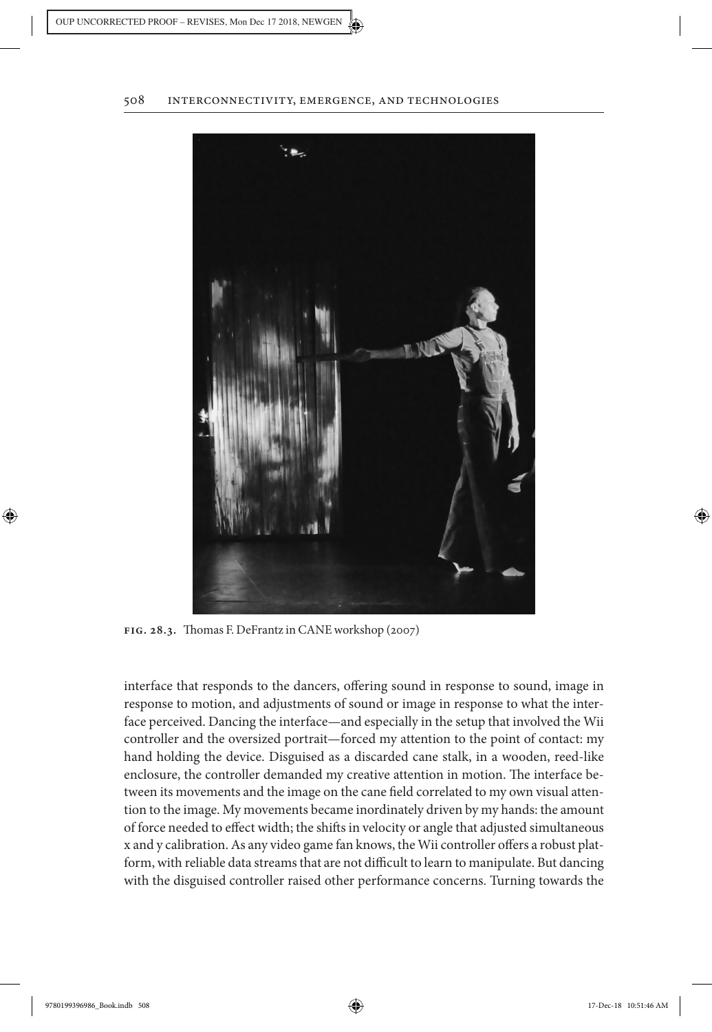FIG. 28.3. Thomas F. DeFrantz in CANE workshop (2007)

interface that responds to the dancers, offering sound in response to sound, image in response to motion, and adjustments of sound or image in response to what the interface perceived. Dancing the interface—and especially in the setup that involved the Wii controller and the oversized portrait—forced my attention to the point of contact: my hand holding the device. Disguised as a discarded cane stalk, in a wooden, reed-like enclosure, the controller demanded my creative attention in motion. The interface between its movements and the image on the cane field correlated to my own visual attention to the image. My movements became inordinately driven by my hands: the amount of force needed to effect width; the shifts in velocity or angle that adjusted simultaneous x and y calibration. As any video game fan knows, the Wii controller offers a robust platform, with reliable data streams that are not difficult to learn to manipulate. But dancing with the disguised controller raised other performance concerns. Turning towards the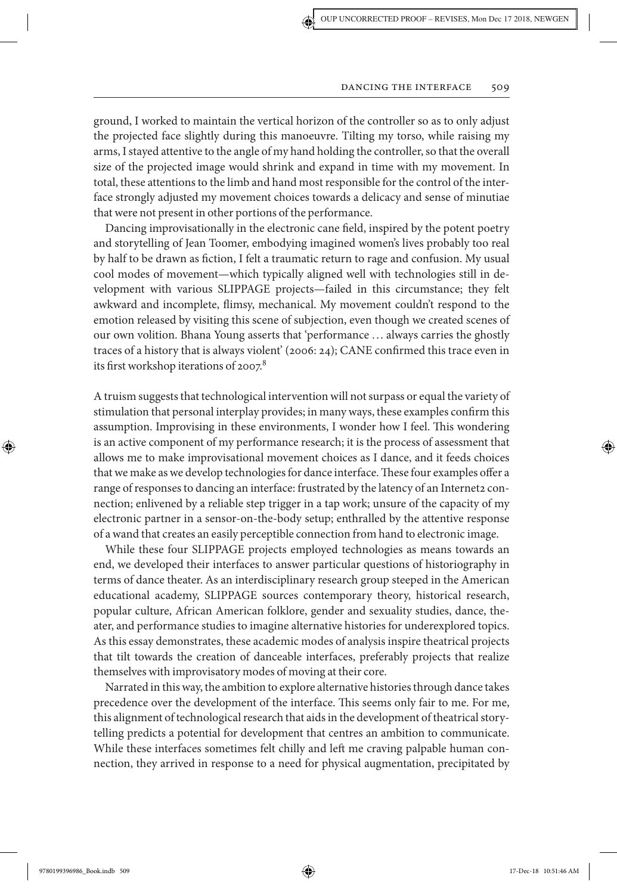ground, I worked to maintain the vertical horizon of the controller so as to only adjust the projected face slightly during this manoeuvre. Tilting my torso, while raising my arms, I stayed attentive to the angle of my hand holding the controller, so that the overall size of the projected image would shrink and expand in time with my movement. In total, these attentions to the limb and hand most responsible for the control of the interface strongly adjusted my movement choices towards a delicacy and sense of minutiae that were not present in other portions of the performance.

Dancing improvisationally in the electronic cane field, inspired by the potent poetry and storytelling of Jean Toomer, embodying imagined women's lives probably too real by half to be drawn as fiction, I felt a traumatic return to rage and confusion. My usual cool modes of movement—which typically aligned well with technologies still in development with various SLIPPAGE projects—failed in this circumstance; they felt awkward and incomplete, flimsy, mechanical. My movement couldn't respond to the emotion released by visiting this scene of subjection, even though we created scenes of our own volition. Bhana Young asserts that 'performance … always carries the ghostly traces of a history that is always violent' (2006: 24); CANE confirmed this trace even in its first workshop iterations of 2007.[8]

A truism suggests that technological intervention will not surpass or equal the variety of stimulation that personal interplay provides; in many ways, these examples confirm this assumption. Improvising in these environments, I wonder how I feel. This wondering is an active component of my performance research; it is the process of assessment that allows me to make improvisational movement choices as I dance, and it feeds choices that we make as we develop technologies for dance interface. These four examples offer a range of responses to dancing an interface: frustrated by the latency of an Internet2 connection; enlivened by a reliable step trigger in a tap work; unsure of the capacity of my electronic partner in a sensor-on-the-body setup; enthralled by the attentive response of a wand that creates an easily perceptible connection from hand to electronic image.

While these four SLIPPAGE projects employed technologies as means towards an end, we developed their interfaces to answer particular questions of historiography in terms of dance theater. As an interdisciplinary research group steeped in the American educational academy, SLIPPAGE sources contemporary theory, historical research, popular culture, African American folklore, gender and sexuality studies, dance, theater, and performance studies to imagine alternative histories for underexplored topics. As this essay demonstrates, these academic modes of analysis inspire theatrical projects that tilt towards the creation of danceable interfaces, preferably projects that realize themselves with improvisatory modes of moving at their core.

Narrated in this way, the ambition to explore alternative histories through dance takes precedence over the development of the interface. This seems only fair to me. For me, this alignment of technological research that aids in the development of theatrical storytelling predicts a potential for development that centres an ambition to communicate. While these interfaces sometimes felt chilly and left me craving palpable human connection, they arrived in response to a need for physical augmentation, precipitated by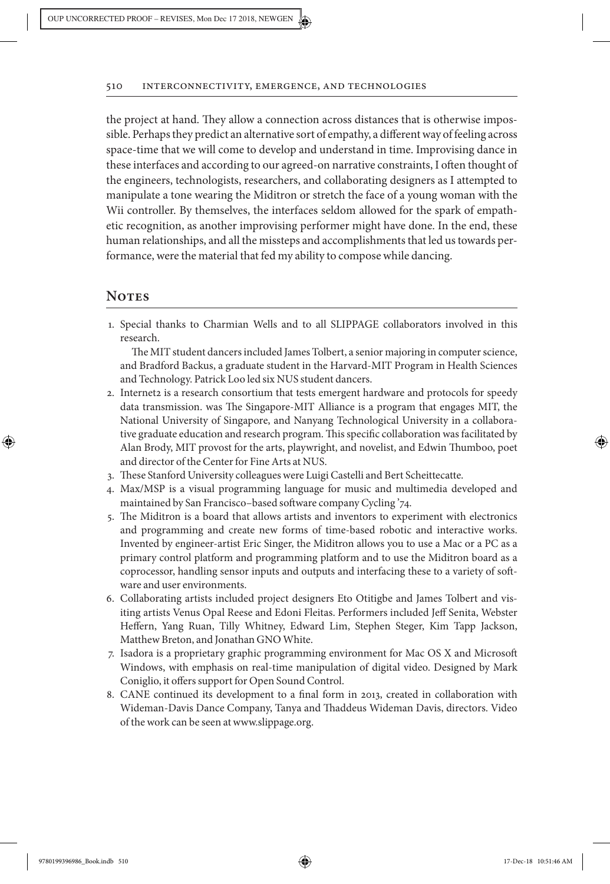the project at hand. They allow a connection across distances that is otherwise impossible. Perhaps they predict an alternative sort of empathy, a different way of feeling across space-time that we will come to develop and understand in time. Improvising dance in these interfaces and according to our agreed-on narrative constraints, I often thought of the engineers, technologists, researchers, and collaborating designers as I attempted to manipulate a tone wearing the Miditron or stretch the face of a young woman with the Wii controller. By themselves, the interfaces seldom allowed for the spark of empathetic recognition, as another improvising performer might have done. In the end, these human relationships, and all the missteps and accomplishments that led us towards performance, were the material that fed my ability to compose while dancing.

## Notes

1. Special thanks to Charmian Wells and to all SLIPPAGE collaborators involved in this research.

   The MIT student dancers included James Tolbert, a senior majoring in computer science, and Bradford Backus, a graduate student in the Harvard-MIT Program in Health Sciences and Technology. Patrick Loo led six NUS student dancers.
2. Internet2 is a research consortium that tests emergent hardware and protocols for speedy data transmission. was The Singapore-MIT Alliance is a program that engages MIT, the National University of Singapore, and Nanyang Technological University in a collaborative graduate education and research program. This specific collaboration was facilitated by Alan Brody, MIT provost for the arts, playwright, and novelist, and Edwin Thumboo, poet and director of the Center for Fine Arts at NUS.
3. These Stanford University colleagues were Luigi Castelli and Bert Scheittecatte.
4. Max/MSP is a visual programming language for music and multimedia developed and maintained by San Francisco–based software company Cycling '74.
5. The Miditron is a board that allows artists and inventors to experiment with electronics and programming and create new forms of time-based robotic and interactive works. Invented by engineer-artist Eric Singer, the Miditron allows you to use a Mac or a PC as a primary control platform and programming platform and to use the Miditron board as a coprocessor, handling sensor inputs and outputs and interfacing these to a variety of software and user environments.
6. Collaborating artists included project designers Eto Otitigbe and James Tolbert and visiting artists Venus Opal Reese and Edoni Fleitas. Performers included Jeff Senita, Webster Heffern, Yang Ruan, Tilly Whitney, Edward Lim, Stephen Steger, Kim Tapp Jackson, Matthew Breton, and Jonathan GNO White.
7. Isadora is a proprietary graphic programming environment for Mac OS X and Microsoft Windows, with emphasis on real-time manipulation of digital video. Designed by Mark Coniglio, it offers support for Open Sound Control.
8. CANE continued its development to a final form in 2013, created in collaboration with Wideman-Davis Dance Company, Tanya and Thaddeus Wideman Davis, directors. Video of the work can be seen at www.slippage.org.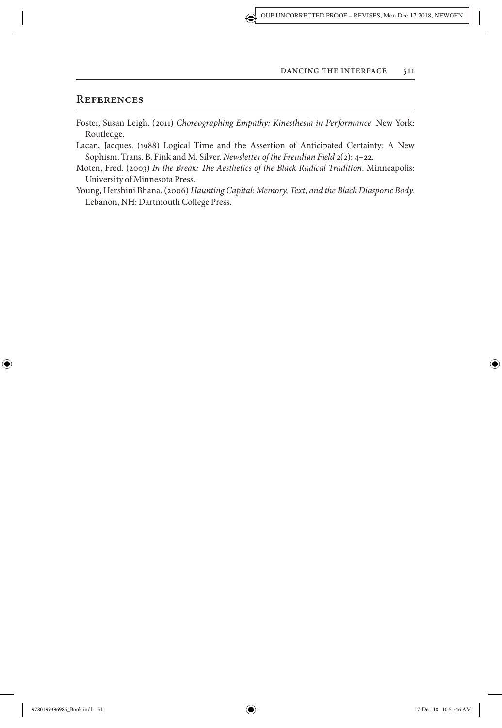## References

Foster, Susan Leigh. (2011) *Choreographing Empathy: Kinesthesia in Performance.* New York: Routledge.

Lacan, Jacques. (1988) Logical Time and the Assertion of Anticipated Certainty: A New Sophism. Trans. B. Fink and M. Silver. *Newsletter of the Freudian Field* 2(2): 4–22.

Moten, Fred. (2003) *In the Break: The Aesthetics of the Black Radical Tradition*. Minneapolis: University of Minnesota Press.

Young, Hershini Bhana. (2006) *Haunting Capital: Memory, Text, and the Black Diasporic Body.* Lebanon, NH: Dartmouth College Press.